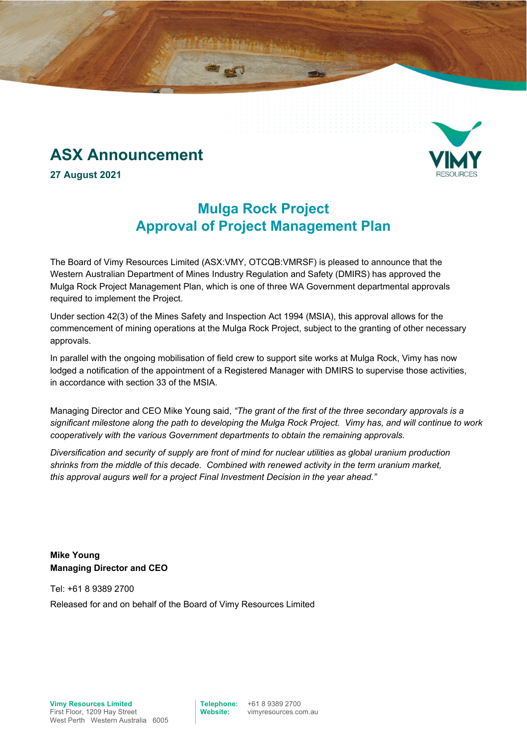# ASX Announcement

**27 August 2021**

## Mulga Rock Project
## Approval of Project Management Plan

The Board of Vimy Resources Limited (ASX:VMY, OTCQB:VMRSF) is pleased to announce that the Western Australian Department of Mines Industry Regulation and Safety (DMIRS) has approved the Mulga Rock Project Management Plan, which is one of three WA Government departmental approvals required to implement the Project.

Under section 42(3) of the Mines Safety and Inspection Act 1994 (MSIA), this approval allows for the commencement of mining operations at the Mulga Rock Project, subject to the granting of other necessary approvals.

In parallel with the ongoing mobilisation of field crew to support site works at Mulga Rock, Vimy has now lodged a notification of the appointment of a Registered Manager with DMIRS to supervise those activities, in accordance with section 33 of the MSIA.

Managing Director and CEO Mike Young said, *"The grant of the first of the three secondary approvals is a significant milestone along the path to developing the Mulga Rock Project. Vimy has, and will continue to work cooperatively with the various Government departments to obtain the remaining approvals.*

*Diversification and security of supply are front of mind for nuclear utilities as global uranium production shrinks from the middle of this decade. Combined with renewed activity in the term uranium market, this approval augurs well for a project Final Investment Decision in the year ahead."*

**Mike Young**
**Managing Director and CEO**

Tel: +61 8 9389 2700

Released for and on behalf of the Board of Vimy Resources Limited

**Vimy Resources Limited**
First Floor, 1209 Hay Street
West Perth Western Australia 6005

**Telephone:** +61 8 9389 2700
**Website:** vimyresources.com.au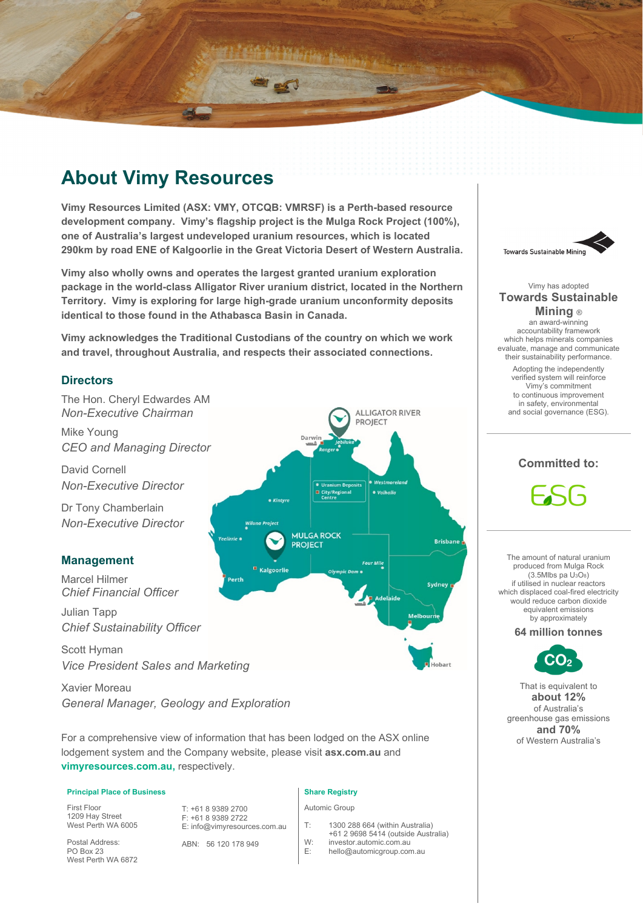# About Vimy Resources

**Vimy Resources Limited (ASX: VMY, OTCQB: VMRSF) is a Perth-based resource development company. Vimy's flagship project is the Mulga Rock Project (100%), one of Australia's largest undeveloped uranium resources, which is located 290km by road ENE of Kalgoorlie in the Great Victoria Desert of Western Australia.**

**Vimy also wholly owns and operates the largest granted uranium exploration package in the world-class Alligator River uranium district, located in the Northern Territory. Vimy is exploring for large high-grade uranium unconformity deposits identical to those found in the Athabasca Basin in Canada.**

**Vimy acknowledges the Traditional Custodians of the country on which we work and travel, throughout Australia, and respects their associated connections.**

## Directors

The Hon. Cheryl Edwardes AM
*Non-Executive Chairman*

Mike Young
*CEO and Managing Director*

David Cornell
*Non-Executive Director*

Dr Tony Chamberlain
*Non-Executive Director*

## Management

Marcel Hilmer
*Chief Financial Officer*

Julian Tapp
*Chief Sustainability Officer*

Scott Hyman
*Vice President Sales and Marketing*

Xavier Moreau
*General Manager, Geology and Exploration*

ALLIGATOR RIVER PROJECT

Darwin

Jabiluka

Ranger

Uranium Deposits

City/Regional Centre

Westmoreland

Valhalla

Kintyre

Wiluna Project

Yeelirrie

MULGA ROCK PROJECT

Kalgoorlie

Perth

Four Mile

Olympic Dam

Brisbane

Sydney

Adelaide

Melbourne

Hobart

For a comprehensive view of information that has been lodged on the ASX online lodgement system and the Company website, please visit **asx.com.au** and **vimyresources.com.au,** respectively.

**Principal Place of Business**

First Floor
1209 Hay Street
West Perth WA 6005

Postal Address:
PO Box 23
West Perth WA 6872

T: +61 8 9389 2700
F: +61 8 9389 2722
E: info@vimyresources.com.au

ABN: 56 120 178 949

**Share Registry**

Automic Group

T: 1300 288 664 (within Australia)
+61 2 9698 5414 (outside Australia)
W: investor.automic.com.au
E: hello@automicgroup.com.au

Towards Sustainable Mining

Vimy has adopted
**Towards Sustainable Mining ®**
an award-winning accountability framework which helps minerals companies evaluate, manage and communicate their sustainability performance.

Adopting the independently verified system will reinforce Vimy's commitment to continuous improvement in safety, environmental and social governance (ESG).

**Committed to:**

ESG

The amount of natural uranium produced from Mulga Rock (3.5Mlbs pa $U_3O_8$) if utilised in nuclear reactors which displaced coal-fired electricity would reduce carbon dioxide equivalent emissions by approximately

**64 million tonnes**

$CO_2$

That is equivalent to
**about 12%**
of Australia's greenhouse gas emissions
**and 70%**
of Western Australia's